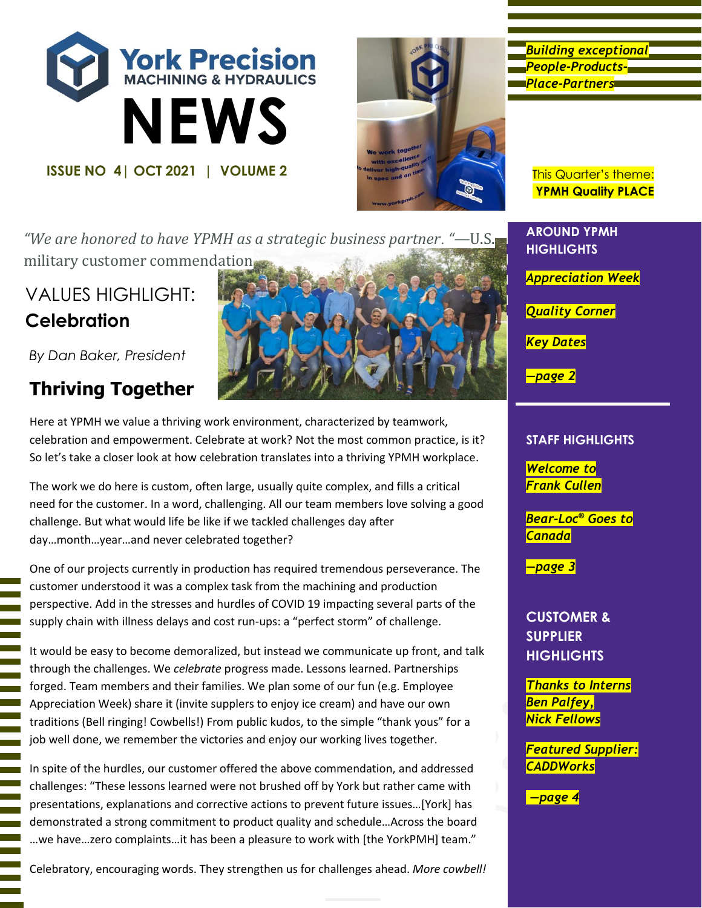# York Precision MACHINING & HYDRAULICS NEWS

**ISSUE NO 4 | OCT 2021 | VOLUME 2**

*Building exceptional People-Products-Place-Partners*

This Quarter's theme: **YPMH Quality PLACE**

*"We are honored to have YPMH as a strategic business partner. "*—U.S. military customer commendation

## VALUES HIGHLIGHT: **Celebration**

*By Dan Baker, President*

### Thriving Together

Here at YPMH we value a thriving work environment, characterized by teamwork, celebration and empowerment. Celebrate at work? Not the most common practice, is it? So let's take a closer look at how celebration translates into a thriving YPMH workplace.

The work we do here is custom, often large, usually quite complex, and fills a critical need for the customer. In a word, challenging. All our team members love solving a good challenge. But what would life be like if we tackled challenges day after day…month…year…and never celebrated together?

One of our projects currently in production has required tremendous perseverance. The customer understood it was a complex task from the machining and production perspective. Add in the stresses and hurdles of COVID 19 impacting several parts of the supply chain with illness delays and cost run-ups: a "perfect storm" of challenge.

It would be easy to become demoralized, but instead we communicate up front, and talk through the challenges. We *celebrate* progress made. Lessons learned. Partnerships forged. Team members and their families. We plan some of our fun (e.g. Employee Appreciation Week) share it (invite supplers to enjoy ice cream) and have our own traditions (Bell ringing! Cowbells!) From public kudos, to the simple "thank yous" for a job well done, we remember the victories and enjoy our working lives together.

In spite of the hurdles, our customer offered the above commendation, and addressed challenges: "These lessons learned were not brushed off by York but rather came with presentations, explanations and corrective actions to prevent future issues…[York] has demonstrated a strong commitment to product quality and schedule…Across the board …we have…zero complaints…it has been a pleasure to work with [the YorkPMH] team."

Celebratory, encouraging words. They strengthen us for challenges ahead. *More cowbell!*

---

**AROUND YPMH HIGHLIGHTS**

*Appreciation Week*

*Quality Corner*

*Key Dates*

*—page 2*

**STAFF HIGHLIGHTS**

*Welcome to Frank Cullen*

*Bear-Loc® Goes to Canada*

*—page 3*

**CUSTOMER & SUPPLIER HIGHLIGHTS**

*Thanks to Interns Ben Palfey, Nick Fellows*

*Featured Supplier: CADDWorks*

*—page 4*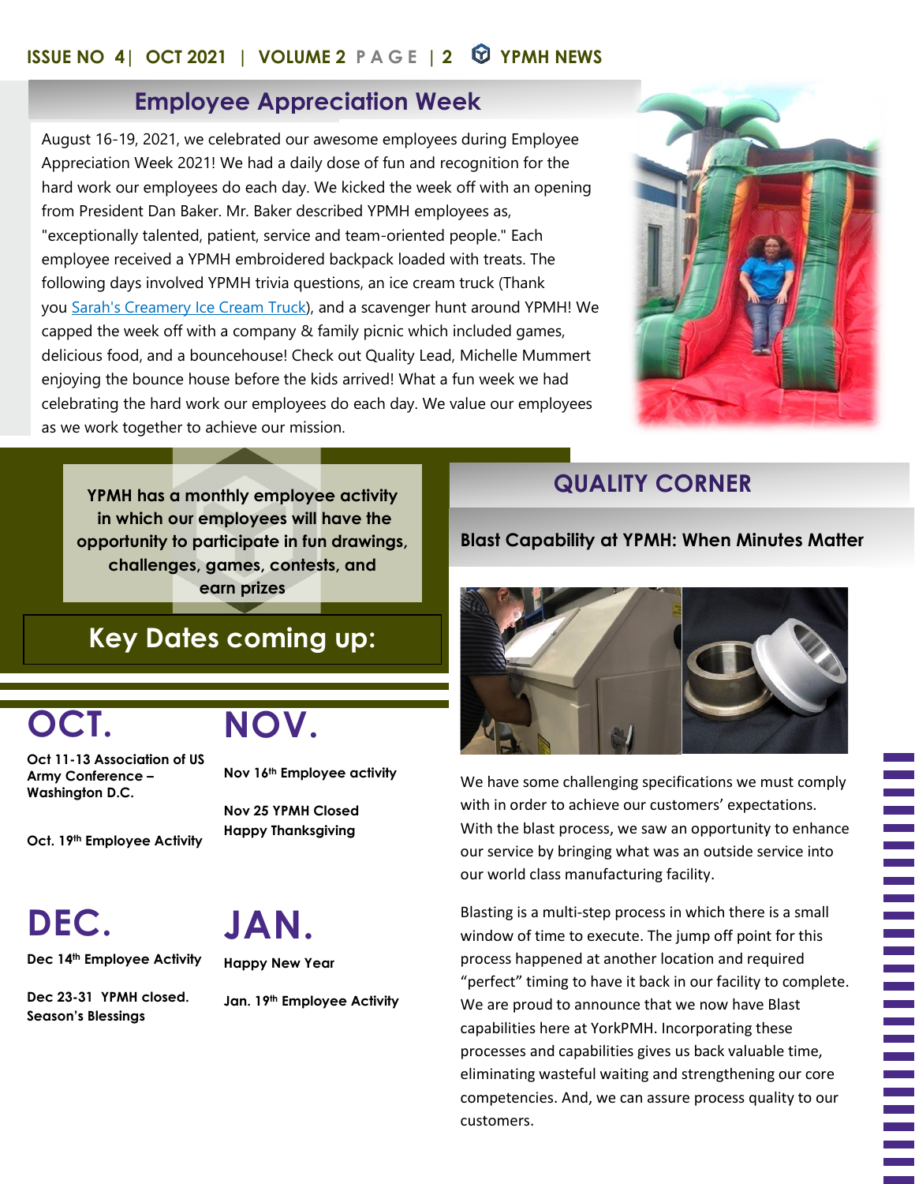## Employee Appreciation Week

August 16-19, 2021, we celebrated our awesome employees during Employee Appreciation Week 2021! We had a daily dose of fun and recognition for the hard work our employees do each day. We kicked the week off with an opening from President Dan Baker. Mr. Baker described YPMH employees as, "exceptionally talented, patient, service and team-oriented people." Each employee received a YPMH embroidered backpack loaded with treats. The following days involved YPMH trivia questions, an ice cream truck (Thank you Sarah's Creamery Ice Cream Truck), and a scavenger hunt around YPMH! We capped the week off with a company & family picnic which included games, delicious food, and a bouncehouse! Check out Quality Lead, Michelle Mummert enjoying the bounce house before the kids arrived! What a fun week we had celebrating the hard work our employees do each day. We value our employees as we work together to achieve our mission.

**YPMH has a monthly employee activity in which our employees will have the opportunity to participate in fun drawings, challenges, games, contests, and earn prizes**

## Key Dates coming up:

### OCT.

**Oct 11-13 Association of US Army Conference – Washington D.C.**

**Oct. 19th Employee Activity**

### NOV.

**Nov 16th Employee activity**

**Nov 25 YPMH Closed Happy Thanksgiving**

### DEC.

**Dec 14th Employee Activity**

**Dec 23-31 YPMH closed. Season's Blessings**

### JAN.

**Happy New Year**

**Jan. 19th Employee Activity**

## QUALITY CORNER

**Blast Capability at YPMH: When Minutes Matter**

We have some challenging specifications we must comply with in order to achieve our customers' expectations. With the blast process, we saw an opportunity to enhance our service by bringing what was an outside service into our world class manufacturing facility.

Blasting is a multi-step process in which there is a small window of time to execute. The jump off point for this process happened at another location and required "perfect" timing to have it back in our facility to complete. We are proud to announce that we now have Blast capabilities here at YorkPMH. Incorporating these processes and capabilities gives us back valuable time, eliminating wasteful waiting and strengthening our core competencies. And, we can assure process quality to our customers.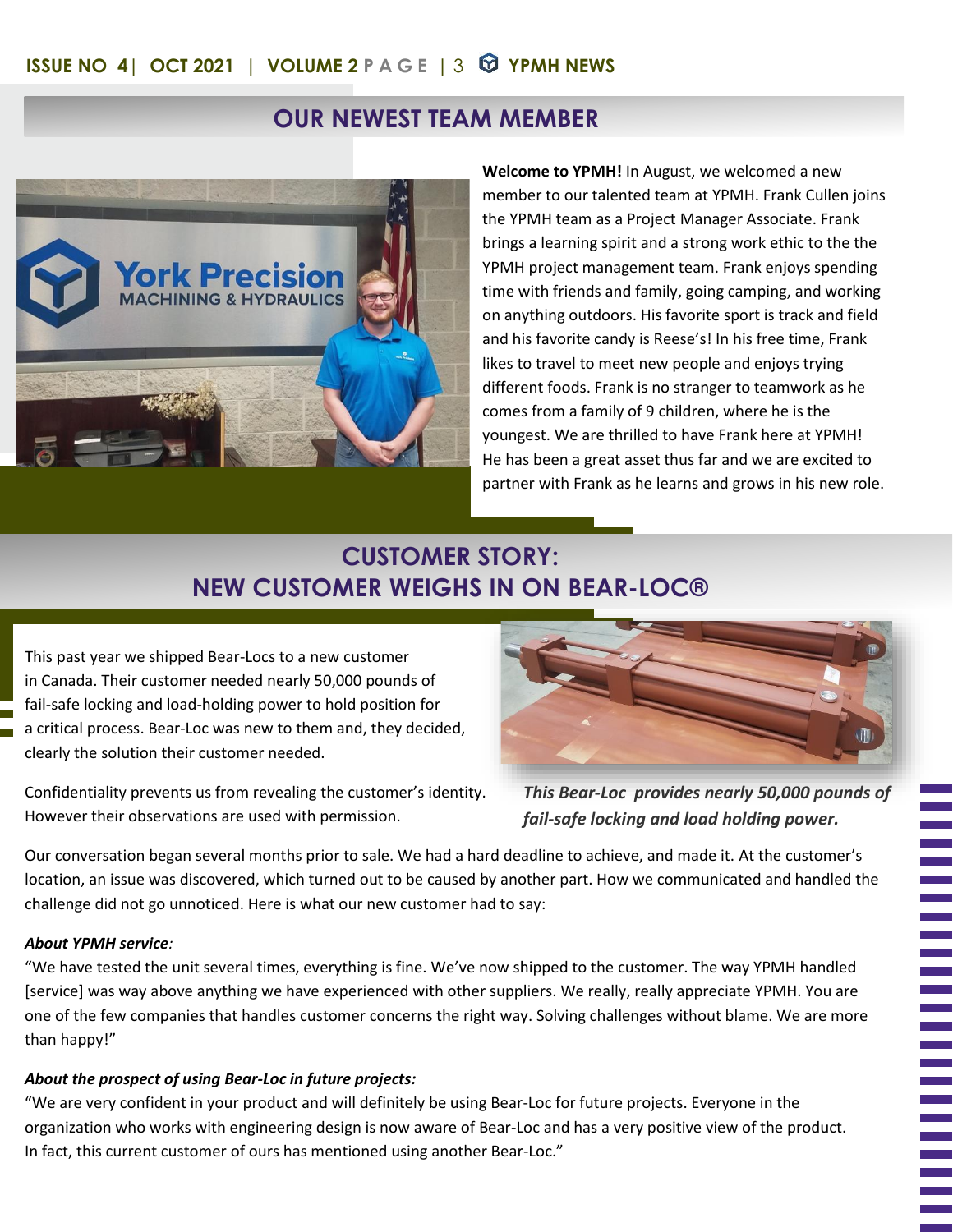## OUR NEWEST TEAM MEMBER

**Welcome to YPMH!** In August, we welcomed a new member to our talented team at YPMH. Frank Cullen joins the YPMH team as a Project Manager Associate. Frank brings a learning spirit and a strong work ethic to the the YPMH project management team. Frank enjoys spending time with friends and family, going camping, and working on anything outdoors. His favorite sport is track and field and his favorite candy is Reese's! In his free time, Frank likes to travel to meet new people and enjoys trying different foods. Frank is no stranger to teamwork as he comes from a family of 9 children, where he is the youngest. We are thrilled to have Frank here at YPMH! He has been a great asset thus far and we are excited to partner with Frank as he learns and grows in his new role.

## CUSTOMER STORY: NEW CUSTOMER WEIGHS IN ON BEAR-LOC®

This past year we shipped Bear-Locs to a new customer in Canada. Their customer needed nearly 50,000 pounds of fail-safe locking and load-holding power to hold position for a critical process. Bear-Loc was new to them and, they decided, clearly the solution their customer needed.

*This Bear-Loc provides nearly 50,000 pounds of fail-safe locking and load holding power.*

Confidentiality prevents us from revealing the customer's identity. However their observations are used with permission.

Our conversation began several months prior to sale. We had a hard deadline to achieve, and made it. At the customer's location, an issue was discovered, which turned out to be caused by another part. How we communicated and handled the challenge did not go unnoticed. Here is what our new customer had to say:

***About YPMH service:***

"We have tested the unit several times, everything is fine. We've now shipped to the customer. The way YPMH handled [service] was way above anything we have experienced with other suppliers. We really, really appreciate YPMH. You are one of the few companies that handles customer concerns the right way. Solving challenges without blame. We are more than happy!"

***About the prospect of using Bear-Loc in future projects:***

"We are very confident in your product and will definitely be using Bear-Loc for future projects. Everyone in the organization who works with engineering design is now aware of Bear-Loc and has a very positive view of the product. In fact, this current customer of ours has mentioned using another Bear-Loc."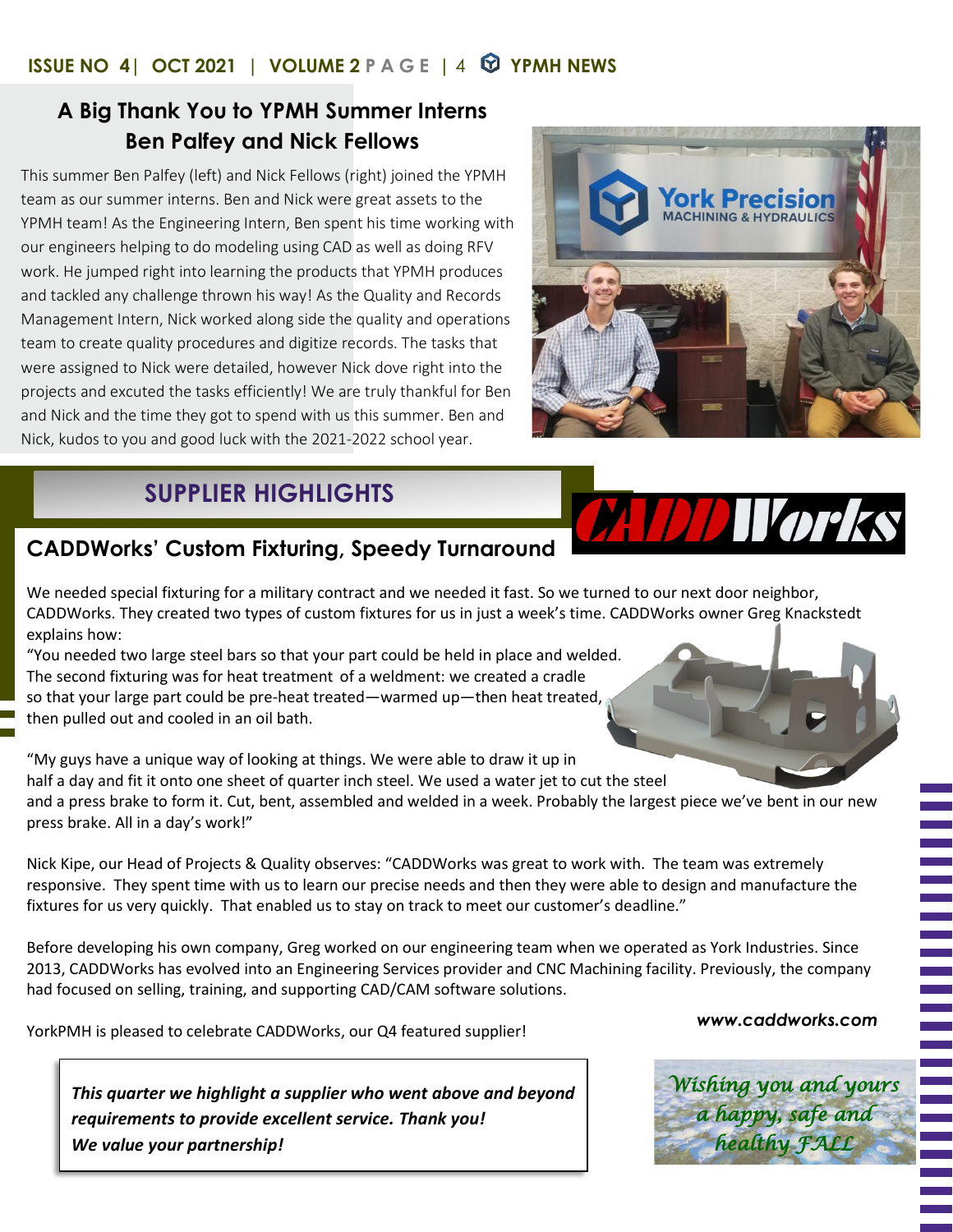## A Big Thank You to YPMH Summer Interns Ben Palfey and Nick Fellows

This summer Ben Palfey (left) and Nick Fellows (right) joined the YPMH team as our summer interns. Ben and Nick were great assets to the YPMH team! As the Engineering Intern, Ben spent his time working with our engineers helping to do modeling using CAD as well as doing RFV work. He jumped right into learning the products that YPMH produces and tackled any challenge thrown his way! As the Quality and Records Management Intern, Nick worked along side the quality and operations team to create quality procedures and digitize records. The tasks that were assigned to Nick were detailed, however Nick dove right into the projects and excuted the tasks efficiently! We are truly thankful for Ben and Nick and the time they got to spend with us this summer. Ben and Nick, kudos to you and good luck with the 2021-2022 school year.

## SUPPLIER HIGHLIGHTS

### CADDWorks' Custom Fixturing, Speedy Turnaround

We needed special fixturing for a military contract and we needed it fast. So we turned to our next door neighbor, CADDWorks. They created two types of custom fixtures for us in just a week's time. CADDWorks owner Greg Knackstedt explains how:

"You needed two large steel bars so that your part could be held in place and welded. The second fixturing was for heat treatment of a weldment: we created a cradle so that your large part could be pre-heat treated—warmed up—then heat treated, then pulled out and cooled in an oil bath.

"My guys have a unique way of looking at things. We were able to draw it up in half a day and fit it onto one sheet of quarter inch steel. We used a water jet to cut the steel and a press brake to form it. Cut, bent, assembled and welded in a week. Probably the largest piece we've bent in our new press brake. All in a day's work!"

Nick Kipe, our Head of Projects & Quality observes: "CADDWorks was great to work with. The team was extremely responsive. They spent time with us to learn our precise needs and then they were able to design and manufacture the fixtures for us very quickly. That enabled us to stay on track to meet our customer's deadline."

Before developing his own company, Greg worked on our engineering team when we operated as York Industries. Since 2013, CADDWorks has evolved into an Engineering Services provider and CNC Machining facility. Previously, the company had focused on selling, training, and supporting CAD/CAM software solutions.

YorkPMH is pleased to celebrate CADDWorks, our Q4 featured supplier!

***www.caddworks.com***

***This quarter we highlight a supplier who went above and beyond requirements to provide excellent service. Thank you!***
***We value your partnership!***

*Wishing you and yours a happy, safe and healthy FALL*